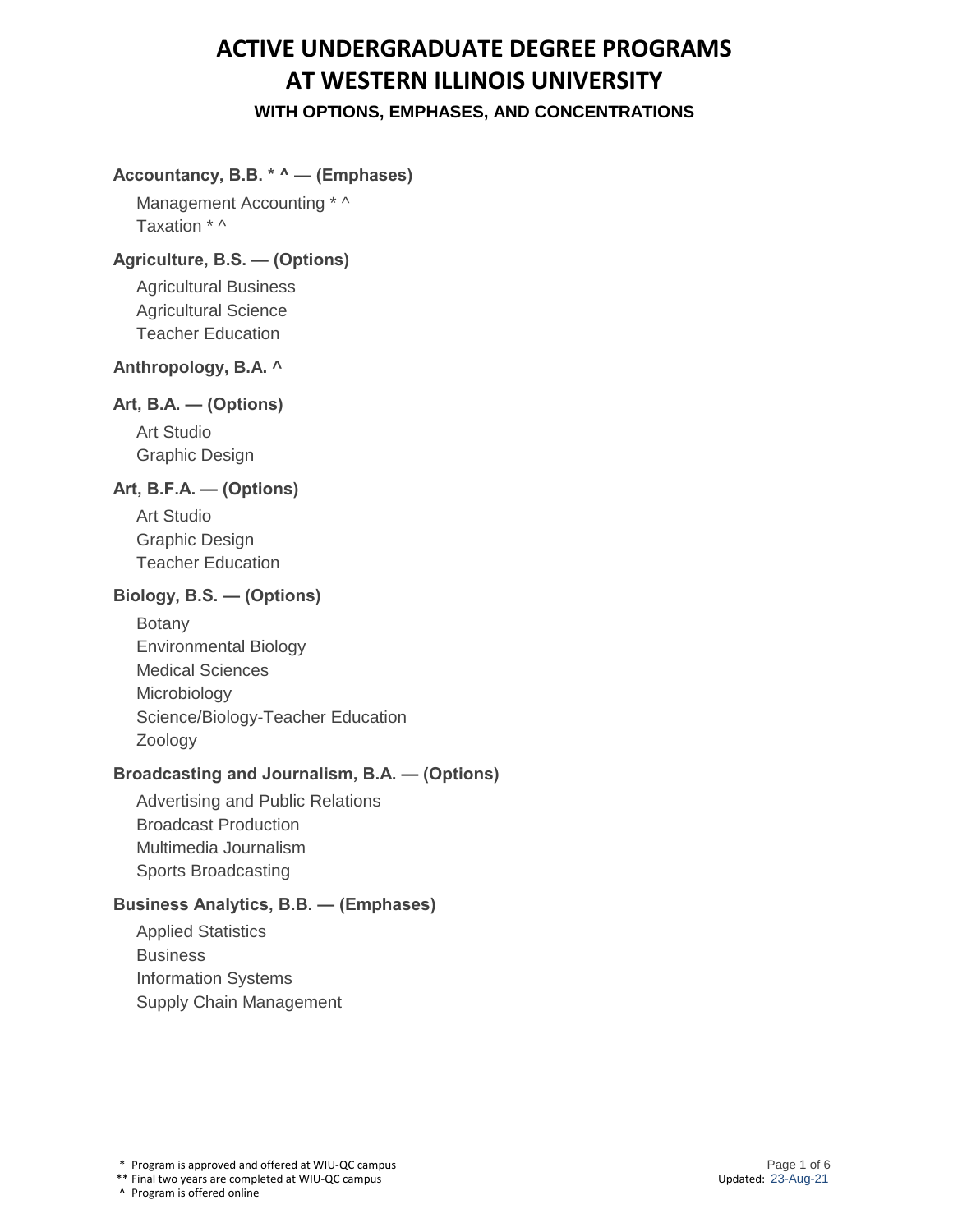# ACTIVE UNDERGRADUATE DEGREE PROGRAMS AT WESTERN ILLINOIS UNIVERSITY

### WITH OPTIONS, EMPHASES, AND CONCENTRATIONS

**Accountancy, B.B. * ^ — (Emphases)**

- Management Accounting * ^
- Taxation * ^

**Agriculture, B.S. — (Options)**

- Agricultural Business
- Agricultural Science
- Teacher Education

**Anthropology, B.A. ^**

**Art, B.A. — (Options)**

- Art Studio
- Graphic Design

**Art, B.F.A. — (Options)**

- Art Studio
- Graphic Design
- Teacher Education

**Biology, B.S. — (Options)**

- Botany
- Environmental Biology
- Medical Sciences
- Microbiology
- Science/Biology-Teacher Education
- Zoology

**Broadcasting and Journalism, B.A. — (Options)**

- Advertising and Public Relations
- Broadcast Production
- Multimedia Journalism
- Sports Broadcasting

**Business Analytics, B.B. — (Emphases)**

- Applied Statistics
- Business
- Information Systems
- Supply Chain Management

\* Program is approved and offered at WIU-QC campus
\*\* Final two years are completed at WIU-QC campus
^ Program is offered online

Updated: 23-Aug-21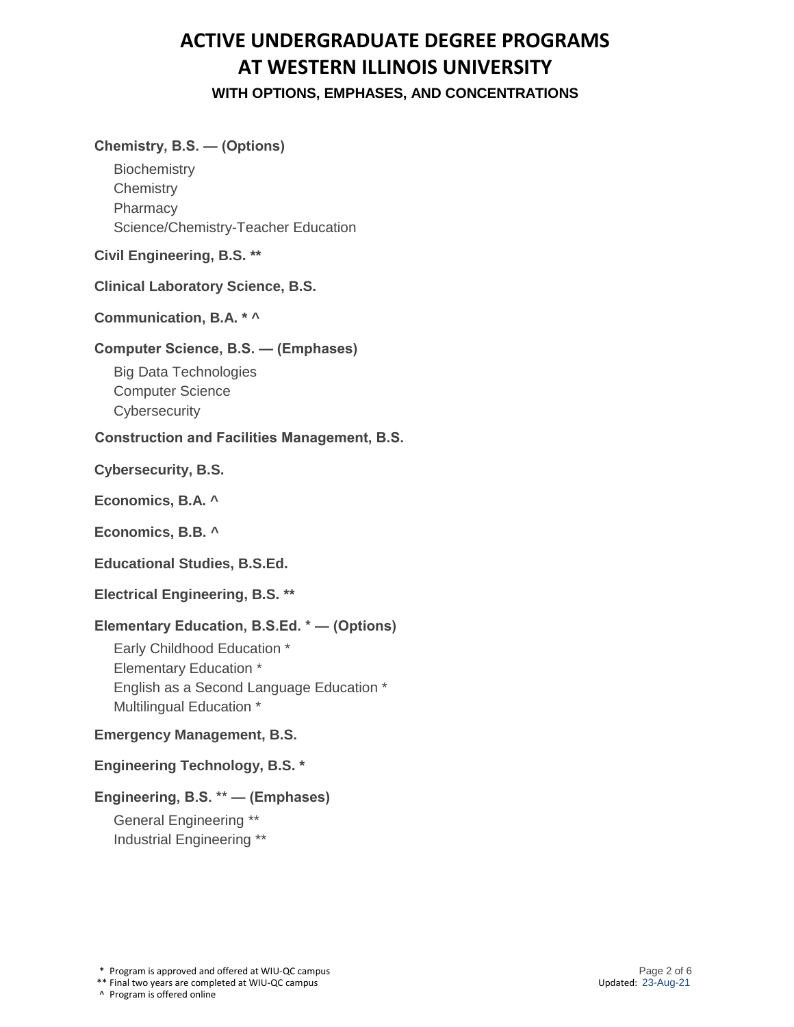# ACTIVE UNDERGRADUATE DEGREE PROGRAMS AT WESTERN ILLINOIS UNIVERSITY

### WITH OPTIONS, EMPHASES, AND CONCENTRATIONS

**Chemistry, B.S. — (Options)**

- Biochemistry
- Chemistry
- Pharmacy
- Science/Chemistry-Teacher Education

**Civil Engineering, B.S. ****

**Clinical Laboratory Science, B.S.**

**Communication, B.A. * ^**

**Computer Science, B.S. — (Emphases)**

- Big Data Technologies
- Computer Science
- Cybersecurity

**Construction and Facilities Management, B.S.**

**Cybersecurity, B.S.**

**Economics, B.A. ^**

**Economics, B.B. ^**

**Educational Studies, B.S.Ed.**

**Electrical Engineering, B.S. ****

**Elementary Education, B.S.Ed. * — (Options)**

- Early Childhood Education *
- Elementary Education *
- English as a Second Language Education *
- Multilingual Education *

**Emergency Management, B.S.**

**Engineering Technology, B.S. ***

**Engineering, B.S. ** — (Emphases)**

- General Engineering **
- Industrial Engineering **

\* Program is approved and offered at WIU-QC campus
** Final two years are completed at WIU-QC campus
^ Program is offered online

Updated: 23-Aug-21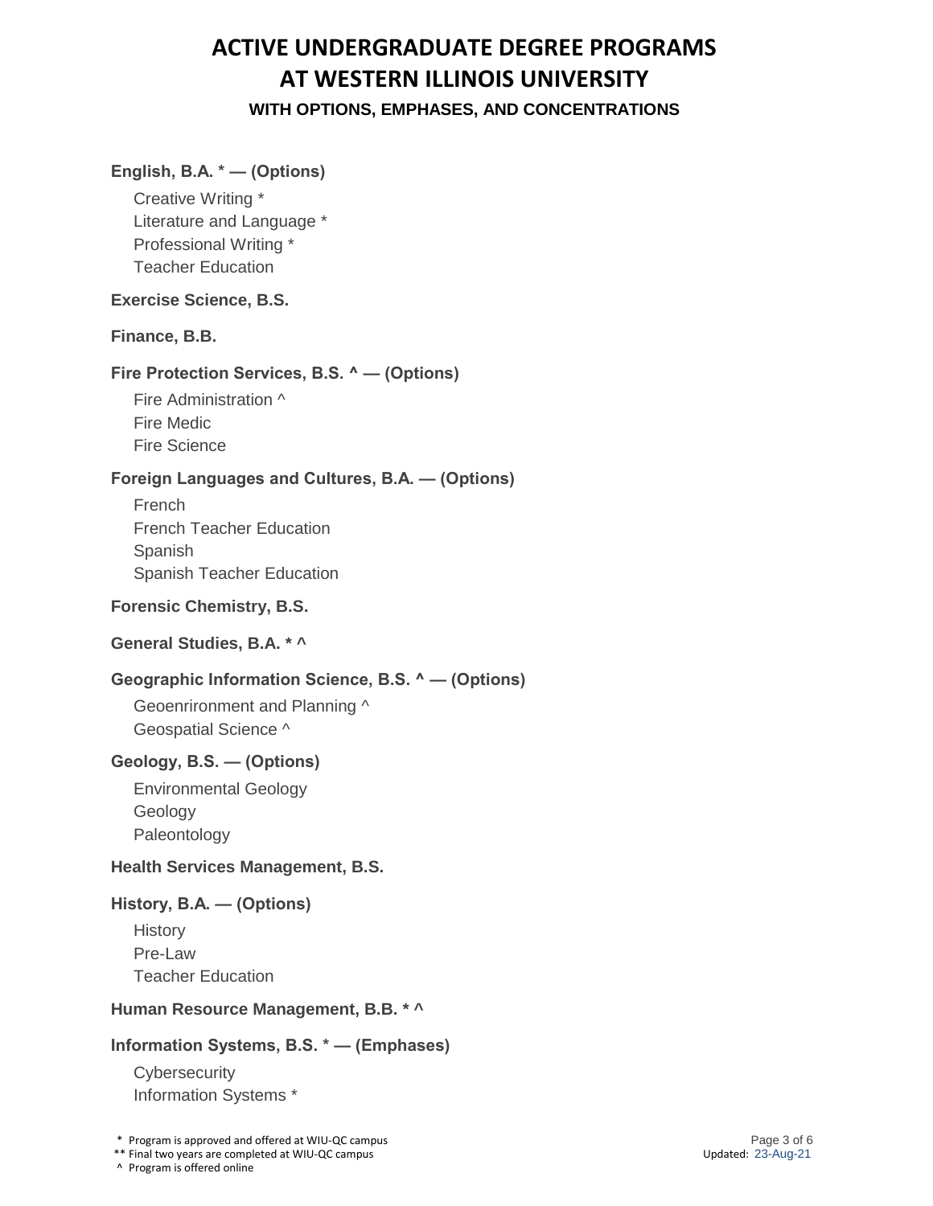# ACTIVE UNDERGRADUATE DEGREE PROGRAMS AT WESTERN ILLINOIS UNIVERSITY

## WITH OPTIONS, EMPHASES, AND CONCENTRATIONS

**English, B.A. * — (Options)**

- Creative Writing *
- Literature and Language *
- Professional Writing *
- Teacher Education

**Exercise Science, B.S.**

**Finance, B.B.**

**Fire Protection Services, B.S. ^ — (Options)**

- Fire Administration ^
- Fire Medic
- Fire Science

**Foreign Languages and Cultures, B.A. — (Options)**

- French
- French Teacher Education
- Spanish
- Spanish Teacher Education

**Forensic Chemistry, B.S.**

**General Studies, B.A. * ^**

**Geographic Information Science, B.S. ^ — (Options)**

- Geoenrironment and Planning ^
- Geospatial Science ^

**Geology, B.S. — (Options)**

- Environmental Geology
- Geology
- Paleontology

**Health Services Management, B.S.**

**History, B.A. — (Options)**

- History
- Pre-Law
- Teacher Education

**Human Resource Management, B.B. * ^**

**Information Systems, B.S. * — (Emphases)**

- Cybersecurity
- Information Systems *

\* Program is approved and offered at WIU-QC campus
** Final two years are completed at WIU-QC campus
^ Program is offered online

Updated: 23-Aug-21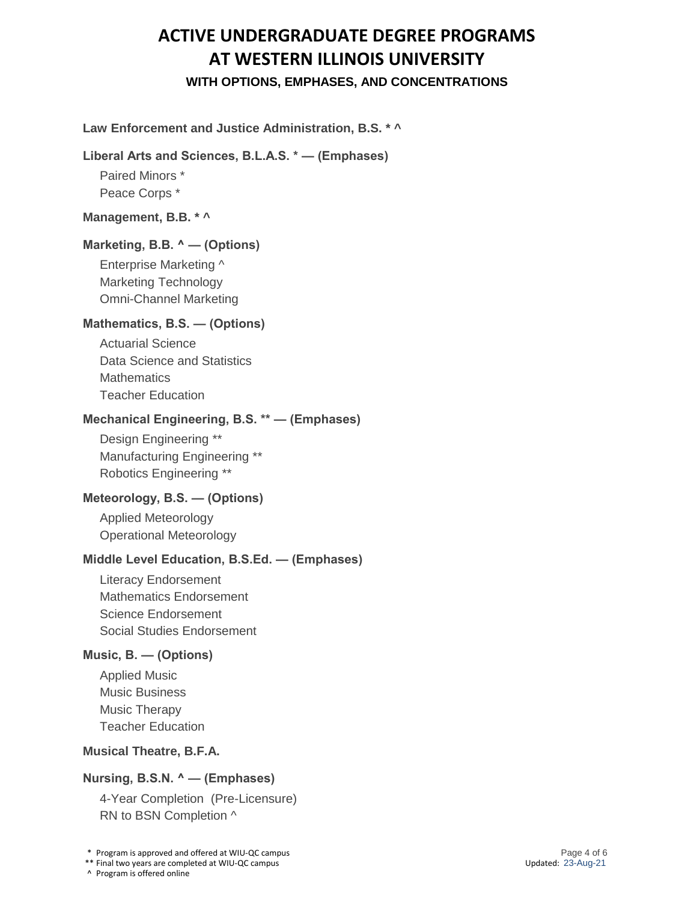# ACTIVE UNDERGRADUATE DEGREE PROGRAMS AT WESTERN ILLINOIS UNIVERSITY

### WITH OPTIONS, EMPHASES, AND CONCENTRATIONS

**Law Enforcement and Justice Administration, B.S. * ^**

**Liberal Arts and Sciences, B.L.A.S. * — (Emphases)**

- Paired Minors *
- Peace Corps *

**Management, B.B. * ^**

**Marketing, B.B. ^ — (Options)**

- Enterprise Marketing ^
- Marketing Technology
- Omni-Channel Marketing

**Mathematics, B.S. — (Options)**

- Actuarial Science
- Data Science and Statistics
- Mathematics
- Teacher Education

**Mechanical Engineering, B.S. ** — (Emphases)**

- Design Engineering **
- Manufacturing Engineering **
- Robotics Engineering **

**Meteorology, B.S. — (Options)**

- Applied Meteorology
- Operational Meteorology

**Middle Level Education, B.S.Ed. — (Emphases)**

- Literacy Endorsement
- Mathematics Endorsement
- Science Endorsement
- Social Studies Endorsement

**Music, B. — (Options)**

- Applied Music
- Music Business
- Music Therapy
- Teacher Education

**Musical Theatre, B.F.A.**

**Nursing, B.S.N. ^ — (Emphases)**

- 4-Year Completion (Pre-Licensure)
- RN to BSN Completion ^

\* Program is approved and offered at WIU-QC campus
** Final two years are completed at WIU-QC campus
^ Program is offered online

Updated: 23-Aug-21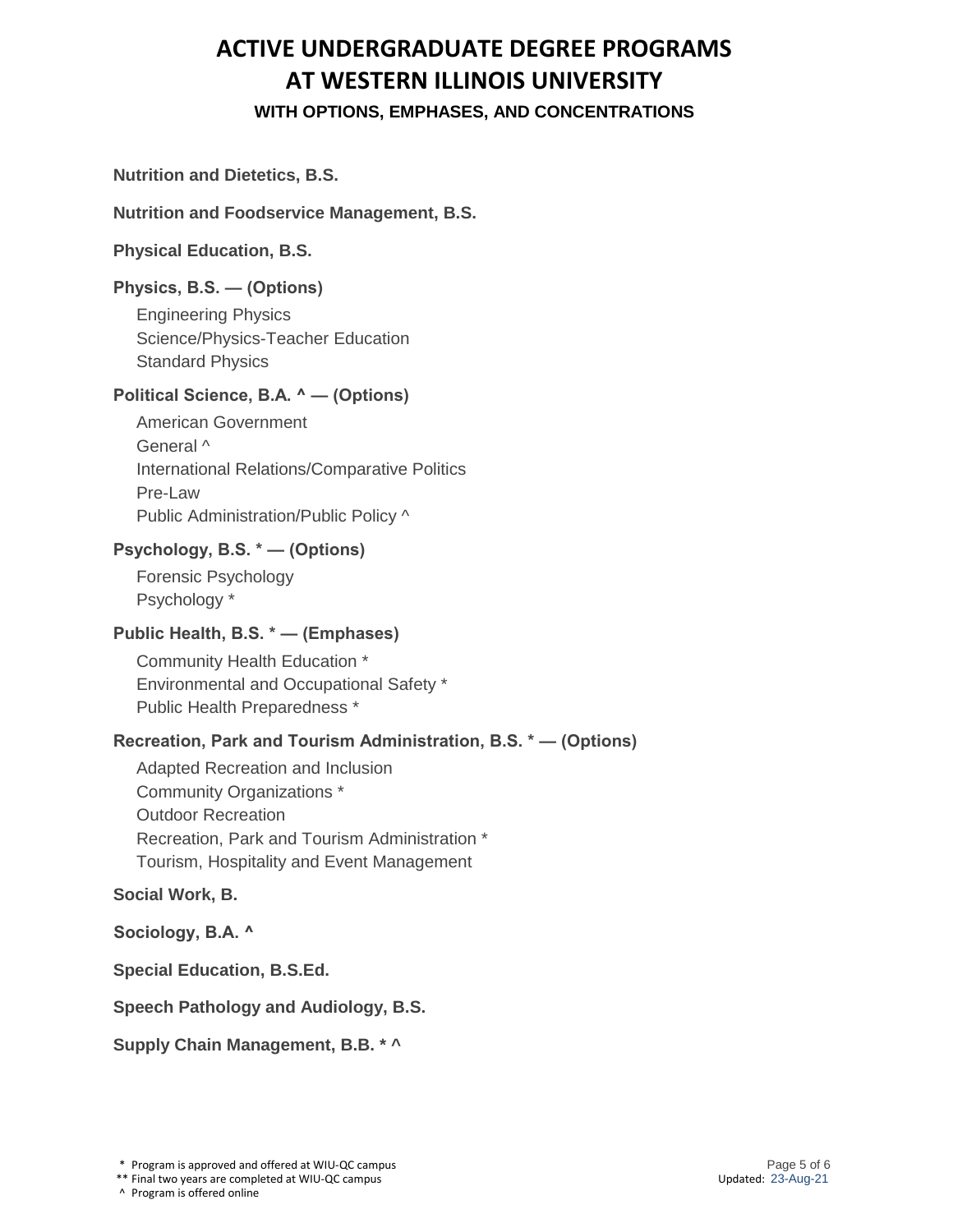# ACTIVE UNDERGRADUATE DEGREE PROGRAMS AT WESTERN ILLINOIS UNIVERSITY

### WITH OPTIONS, EMPHASES, AND CONCENTRATIONS

**Nutrition and Dietetics, B.S.**

**Nutrition and Foodservice Management, B.S.**

**Physical Education, B.S.**

**Physics, B.S. — (Options)**

- Engineering Physics
- Science/Physics-Teacher Education
- Standard Physics

**Political Science, B.A. ^ — (Options)**

- American Government
- General ^
- International Relations/Comparative Politics
- Pre-Law
- Public Administration/Public Policy ^

**Psychology, B.S. * — (Options)**

- Forensic Psychology
- Psychology *

**Public Health, B.S. * — (Emphases)**

- Community Health Education *
- Environmental and Occupational Safety *
- Public Health Preparedness *

**Recreation, Park and Tourism Administration, B.S. * — (Options)**

- Adapted Recreation and Inclusion
- Community Organizations *
- Outdoor Recreation
- Recreation, Park and Tourism Administration *
- Tourism, Hospitality and Event Management

**Social Work, B.**

**Sociology, B.A. ^**

**Special Education, B.S.Ed.**

**Speech Pathology and Audiology, B.S.**

**Supply Chain Management, B.B. * ^**

\* Program is approved and offered at WIU-QC campus
** Final two years are completed at WIU-QC campus
^ Program is offered online

Updated: 23-Aug-21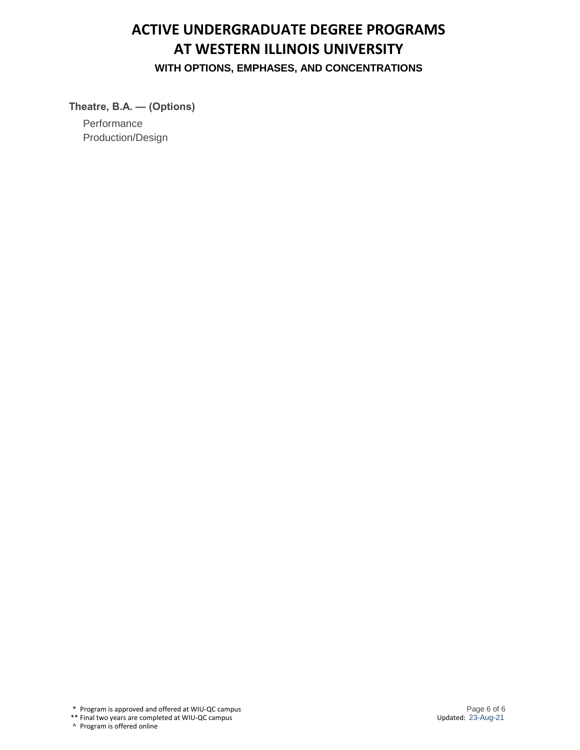**Theatre, B.A. — (Options)**

- Performance
- Production/Design